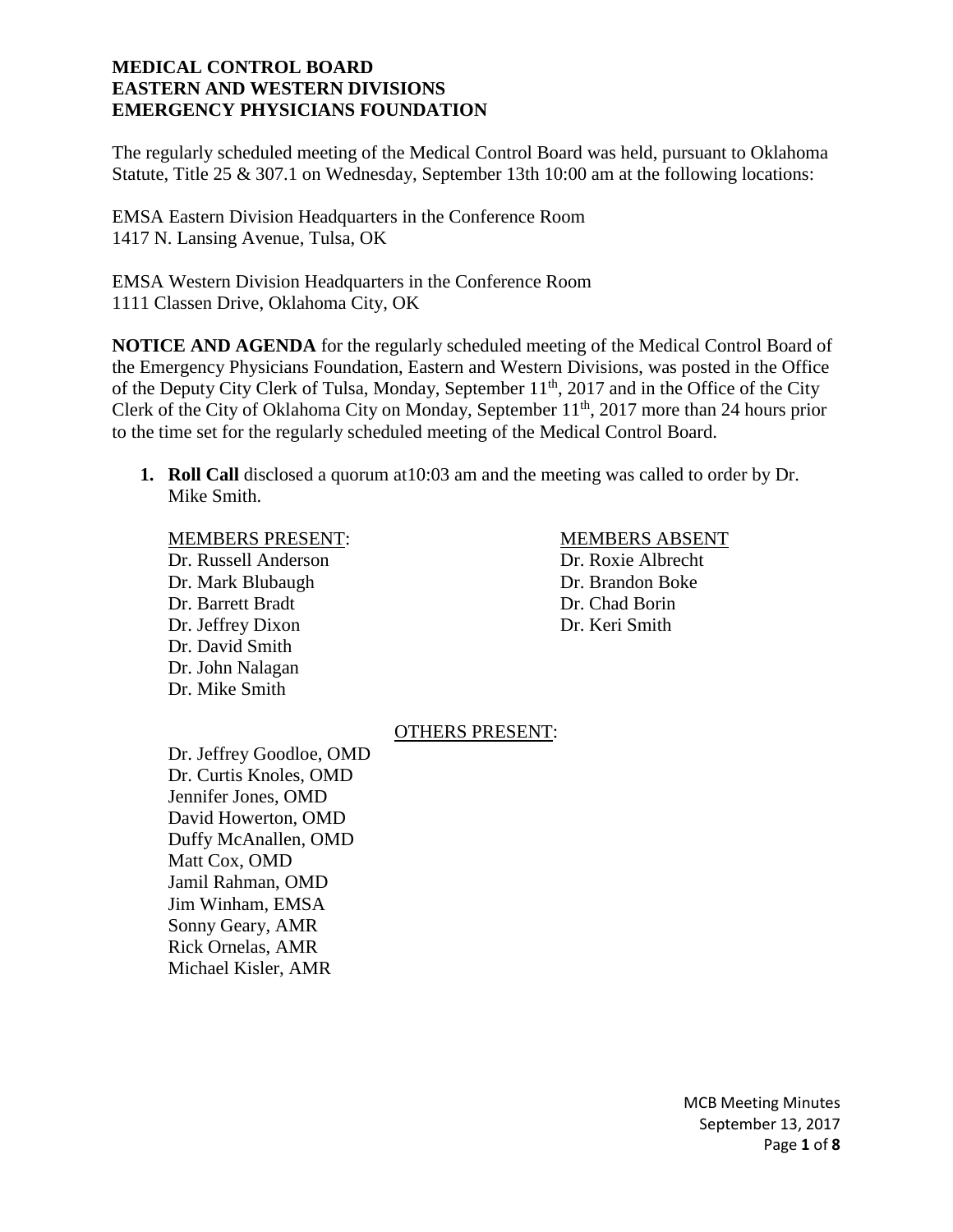**MEDICAL CONTROL BOARD**
**EASTERN AND WESTERN DIVISIONS**
**EMERGENCY PHYSICIANS FOUNDATION**

The regularly scheduled meeting of the Medical Control Board was held, pursuant to Oklahoma Statute, Title 25 & 307.1 on Wednesday, September 13th 10:00 am at the following locations:

EMSA Eastern Division Headquarters in the Conference Room
1417 N. Lansing Avenue, Tulsa, OK

EMSA Western Division Headquarters in the Conference Room
1111 Classen Drive, Oklahoma City, OK

**NOTICE AND AGENDA** for the regularly scheduled meeting of the Medical Control Board of the Emergency Physicians Foundation, Eastern and Western Divisions, was posted in the Office of the Deputy City Clerk of Tulsa, Monday, September 11th, 2017 and in the Office of the City Clerk of the City of Oklahoma City on Monday, September 11th, 2017 more than 24 hours prior to the time set for the regularly scheduled meeting of the Medical Control Board.

1. **Roll Call** disclosed a quorum at10:03 am and the meeting was called to order by Dr. Mike Smith.

MEMBERS PRESENT:
Dr. Russell Anderson
Dr. Mark Blubaugh
Dr. Barrett Bradt
Dr. Jeffrey Dixon
Dr. David Smith
Dr. John Nalagan
Dr. Mike Smith

MEMBERS ABSENT
Dr. Roxie Albrecht
Dr. Brandon Boke
Dr. Chad Borin
Dr. Keri Smith

OTHERS PRESENT:
Dr. Jeffrey Goodloe, OMD
Dr. Curtis Knoles, OMD
Jennifer Jones, OMD
David Howerton, OMD
Duffy McAnallen, OMD
Matt Cox, OMD
Jamil Rahman, OMD
Jim Winham, EMSA
Sonny Geary, AMR
Rick Ornelas, AMR
Michael Kisler, AMR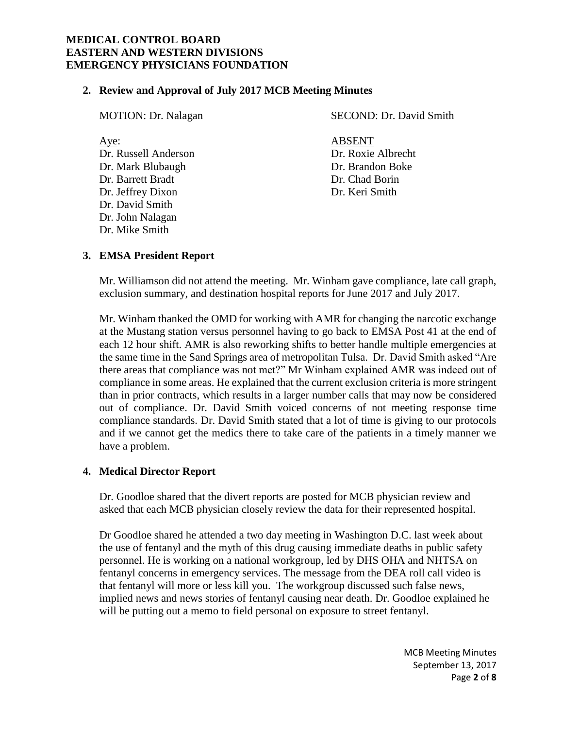**MEDICAL CONTROL BOARD**
**EASTERN AND WESTERN DIVISIONS**
**EMERGENCY PHYSICIANS FOUNDATION**

## 2. Review and Approval of July 2017 MCB Meeting Minutes

MOTION: Dr. Nalagan SECOND: Dr. David Smith

| Aye: | ABSENT |
|---|---|
| Dr. Russell Anderson | Dr. Roxie Albrecht |
| Dr. Mark Blubaugh | Dr. Brandon Boke |
| Dr. Barrett Bradt | Dr. Chad Borin |
| Dr. Jeffrey Dixon | Dr. Keri Smith |
| Dr. David Smith | |
| Dr. John Nalagan | |
| Dr. Mike Smith | |

## 3. EMSA President Report

Mr. Williamson did not attend the meeting. Mr. Winham gave compliance, late call graph, exclusion summary, and destination hospital reports for June 2017 and July 2017.

Mr. Winham thanked the OMD for working with AMR for changing the narcotic exchange at the Mustang station versus personnel having to go back to EMSA Post 41 at the end of each 12 hour shift. AMR is also reworking shifts to better handle multiple emergencies at the same time in the Sand Springs area of metropolitan Tulsa. Dr. David Smith asked "Are there areas that compliance was not met?" Mr Winham explained AMR was indeed out of compliance in some areas. He explained that the current exclusion criteria is more stringent than in prior contracts, which results in a larger number calls that may now be considered out of compliance. Dr. David Smith voiced concerns of not meeting response time compliance standards. Dr. David Smith stated that a lot of time is giving to our protocols and if we cannot get the medics there to take care of the patients in a timely manner we have a problem.

## 4. Medical Director Report

Dr. Goodloe shared that the divert reports are posted for MCB physician review and asked that each MCB physician closely review the data for their represented hospital.

Dr Goodloe shared he attended a two day meeting in Washington D.C. last week about the use of fentanyl and the myth of this drug causing immediate deaths in public safety personnel. He is working on a national workgroup, led by DHS OHA and NHTSA on fentanyl concerns in emergency services. The message from the DEA roll call video is that fentanyl will more or less kill you. The workgroup discussed such false news, implied news and news stories of fentanyl causing near death. Dr. Goodloe explained he will be putting out a memo to field personal on exposure to street fentanyl.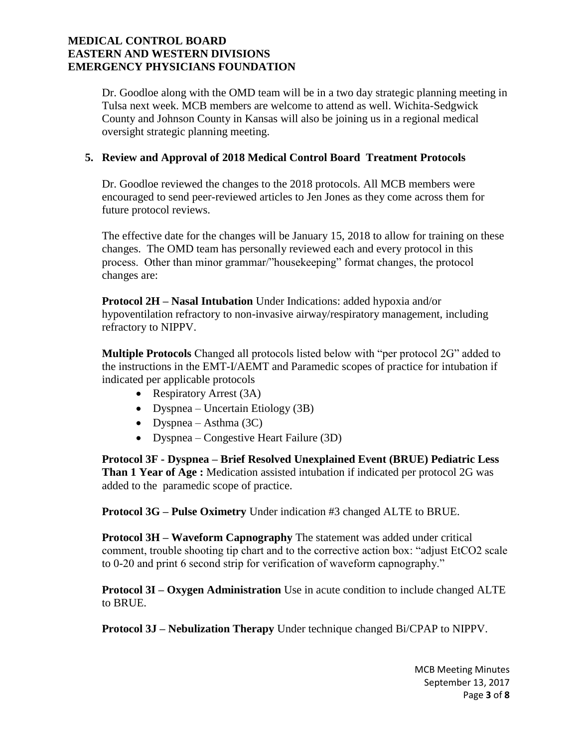Dr. Goodloe along with the OMD team will be in a two day strategic planning meeting in Tulsa next week. MCB members are welcome to attend as well. Wichita-Sedgwick County and Johnson County in Kansas will also be joining us in a regional medical oversight strategic planning meeting.

## 5. Review and Approval of 2018 Medical Control Board Treatment Protocols

Dr. Goodloe reviewed the changes to the 2018 protocols. All MCB members were encouraged to send peer-reviewed articles to Jen Jones as they come across them for future protocol reviews.

The effective date for the changes will be January 15, 2018 to allow for training on these changes. The OMD team has personally reviewed each and every protocol in this process. Other than minor grammar/"housekeeping" format changes, the protocol changes are:

**Protocol 2H – Nasal Intubation** Under Indications: added hypoxia and/or hypoventilation refractory to non-invasive airway/respiratory management, including refractory to NIPPV.

**Multiple Protocols** Changed all protocols listed below with "per protocol 2G" added to the instructions in the EMT-I/AEMT and Paramedic scopes of practice for intubation if indicated per applicable protocols

- Respiratory Arrest (3A)
- Dyspnea – Uncertain Etiology (3B)
- Dyspnea – Asthma (3C)
- Dyspnea – Congestive Heart Failure (3D)

**Protocol 3F - Dyspnea – Brief Resolved Unexplained Event (BRUE) Pediatric Less Than 1 Year of Age :** Medication assisted intubation if indicated per protocol 2G was added to the paramedic scope of practice.

**Protocol 3G – Pulse Oximetry** Under indication #3 changed ALTE to BRUE.

**Protocol 3H – Waveform Capnography** The statement was added under critical comment, trouble shooting tip chart and to the corrective action box: "adjust EtCO2 scale to 0-20 and print 6 second strip for verification of waveform capnography."

**Protocol 3I – Oxygen Administration** Use in acute condition to include changed ALTE to BRUE.

**Protocol 3J – Nebulization Therapy** Under technique changed Bi/CPAP to NIPPV.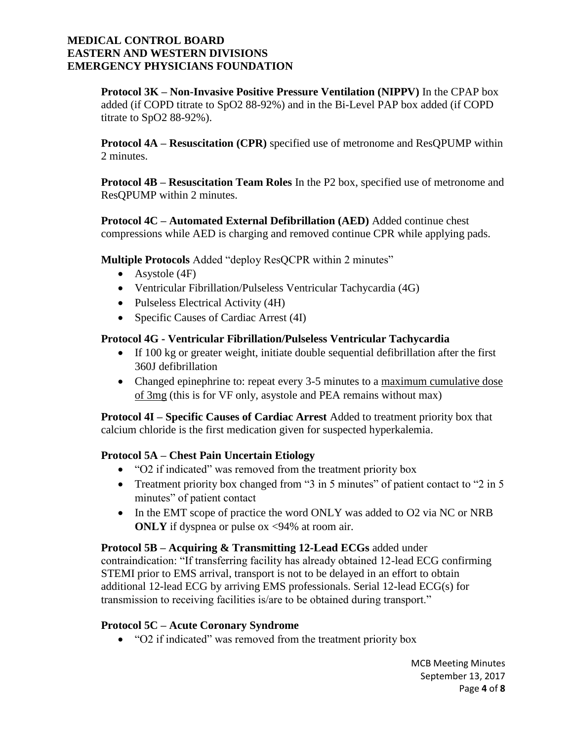**Protocol 3K – Non-Invasive Positive Pressure Ventilation (NIPPV)** In the CPAP box added (if COPD titrate to $SpO_2$ 88-92%) and in the Bi-Level PAP box added (if COPD titrate to $SpO_2$ 88-92%).

**Protocol 4A – Resuscitation (CPR)** specified use of metronome and ResQPUMP within 2 minutes.

**Protocol 4B – Resuscitation Team Roles** In the P2 box, specified use of metronome and ResQPUMP within 2 minutes.

**Protocol 4C – Automated External Defibrillation (AED)** Added continue chest compressions while AED is charging and removed continue CPR while applying pads.

**Multiple Protocols** Added "deploy ResQCPR within 2 minutes"

- Asystole (4F)
- Ventricular Fibrillation/Pulseless Ventricular Tachycardia (4G)
- Pulseless Electrical Activity (4H)
- Specific Causes of Cardiac Arrest (4I)

**Protocol 4G - Ventricular Fibrillation/Pulseless Ventricular Tachycardia**

- If 100 kg or greater weight, initiate double sequential defibrillation after the first 360J defibrillation
- Changed epinephrine to: repeat every 3-5 minutes to a <u>maximum cumulative dose of 3mg</u> (this is for VF only, asystole and PEA remains without max)

**Protocol 4I – Specific Causes of Cardiac Arrest** Added to treatment priority box that calcium chloride is the first medication given for suspected hyperkalemia.

**Protocol 5A – Chest Pain Uncertain Etiology**

- "$O_2$ if indicated" was removed from the treatment priority box
- Treatment priority box changed from "3 in 5 minutes" of patient contact to "2 in 5 minutes" of patient contact
- In the EMT scope of practice the word ONLY was added to $O_2$ via NC or NRB **ONLY** if dyspnea or pulse ox <94% at room air.

**Protocol 5B – Acquiring & Transmitting 12-Lead ECGs** added under contraindication: "If transferring facility has already obtained 12-lead ECG confirming STEMI prior to EMS arrival, transport is not to be delayed in an effort to obtain additional 12-lead ECG by arriving EMS professionals. Serial 12-lead ECG(s) for transmission to receiving facilities is/are to be obtained during transport."

**Protocol 5C – Acute Coronary Syndrome**

- "$O_2$ if indicated" was removed from the treatment priority box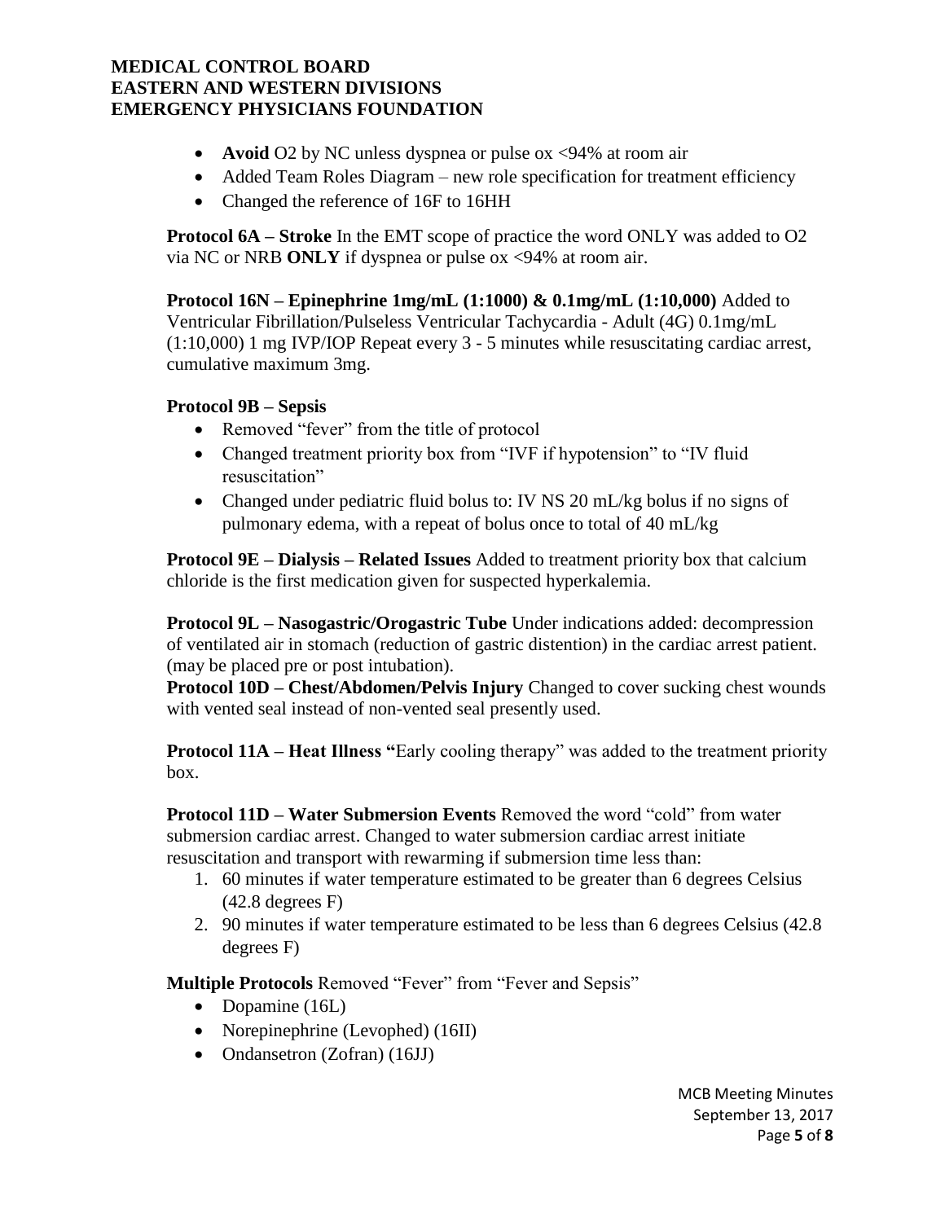- **Avoid** O2 by NC unless dyspnea or pulse ox <94% at room air
- Added Team Roles Diagram – new role specification for treatment efficiency
- Changed the reference of 16F to 16HH

**Protocol 6A – Stroke** In the EMT scope of practice the word ONLY was added to O2 via NC or NRB **ONLY** if dyspnea or pulse ox <94% at room air.

**Protocol 16N – Epinephrine 1mg/mL (1:1000) & 0.1mg/mL (1:10,000)** Added to Ventricular Fibrillation/Pulseless Ventricular Tachycardia - Adult (4G) 0.1mg/mL (1:10,000) 1 mg IVP/IOP Repeat every 3 - 5 minutes while resuscitating cardiac arrest, cumulative maximum 3mg.

**Protocol 9B – Sepsis**

- Removed "fever" from the title of protocol
- Changed treatment priority box from "IVF if hypotension" to "IV fluid resuscitation"
- Changed under pediatric fluid bolus to: IV NS 20 mL/kg bolus if no signs of pulmonary edema, with a repeat of bolus once to total of 40 mL/kg

**Protocol 9E – Dialysis – Related Issues** Added to treatment priority box that calcium chloride is the first medication given for suspected hyperkalemia.

**Protocol 9L – Nasogastric/Orogastric Tube** Under indications added: decompression of ventilated air in stomach (reduction of gastric distention) in the cardiac arrest patient. (may be placed pre or post intubation).

**Protocol 10D – Chest/Abdomen/Pelvis Injury** Changed to cover sucking chest wounds with vented seal instead of non-vented seal presently used.

**Protocol 11A – Heat Illness "**Early cooling therapy" was added to the treatment priority box.

**Protocol 11D – Water Submersion Events** Removed the word "cold" from water submersion cardiac arrest. Changed to water submersion cardiac arrest initiate resuscitation and transport with rewarming if submersion time less than:

1. 60 minutes if water temperature estimated to be greater than 6 degrees Celsius (42.8 degrees F)
2. 90 minutes if water temperature estimated to be less than 6 degrees Celsius (42.8 degrees F)

**Multiple Protocols** Removed "Fever" from "Fever and Sepsis"

- Dopamine (16L)
- Norepinephrine (Levophed) (16II)
- Ondansetron (Zofran) (16JJ)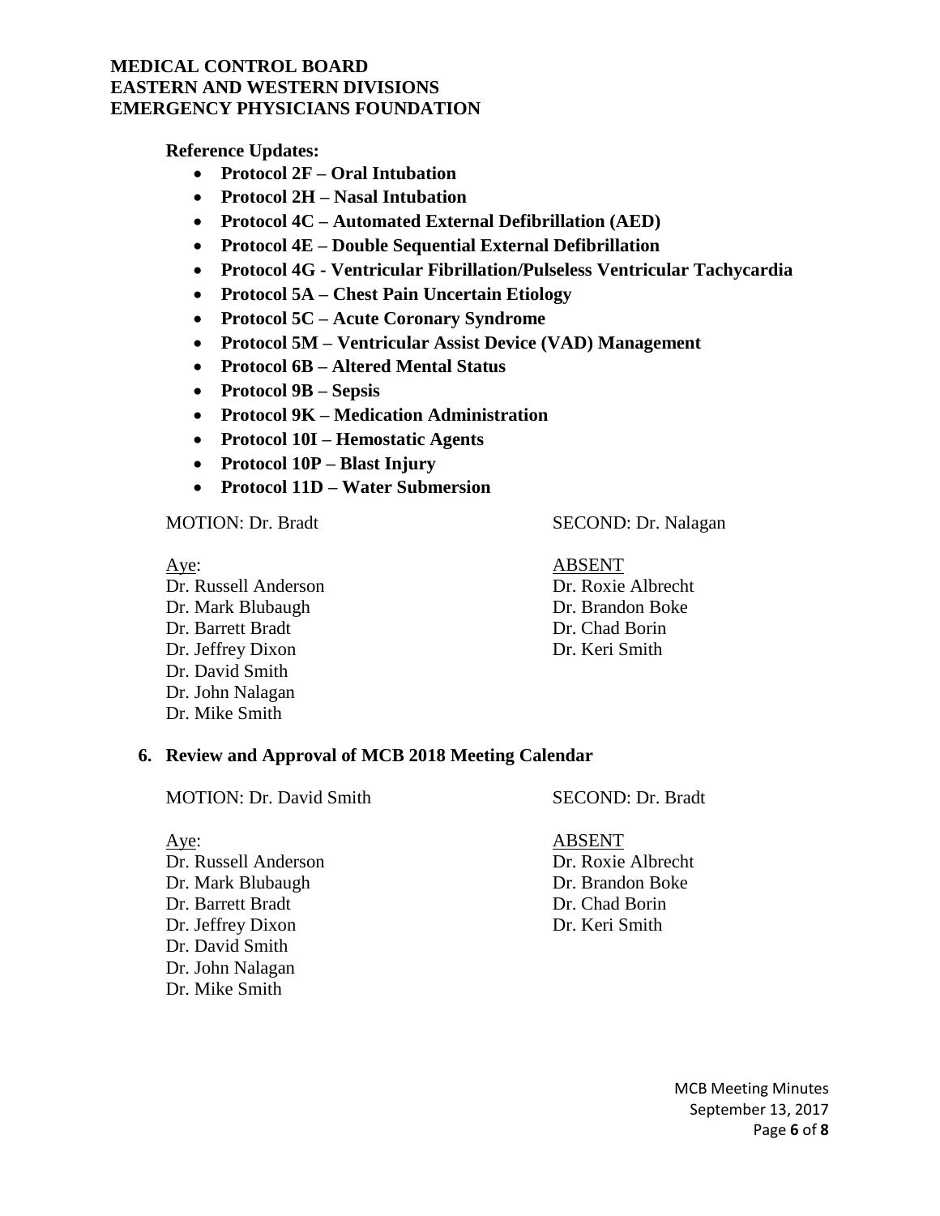**Reference Updates:**

- **Protocol 2F – Oral Intubation**
- **Protocol 2H – Nasal Intubation**
- **Protocol 4C – Automated External Defibrillation (AED)**
- **Protocol 4E – Double Sequential External Defibrillation**
- **Protocol 4G - Ventricular Fibrillation/Pulseless Ventricular Tachycardia**
- **Protocol 5A – Chest Pain Uncertain Etiology**
- **Protocol 5C – Acute Coronary Syndrome**
- **Protocol 5M – Ventricular Assist Device (VAD) Management**
- **Protocol 6B – Altered Mental Status**
- **Protocol 9B – Sepsis**
- **Protocol 9K – Medication Administration**
- **Protocol 10I – Hemostatic Agents**
- **Protocol 10P – Blast Injury**
- **Protocol 11D – Water Submersion**

MOTION: Dr. Bradt SECOND: Dr. Nalagan

Aye:
Dr. Russell Anderson
Dr. Mark Blubaugh
Dr. Barrett Bradt
Dr. Jeffrey Dixon
Dr. David Smith
Dr. John Nalagan
Dr. Mike Smith

ABSENT
Dr. Roxie Albrecht
Dr. Brandon Boke
Dr. Chad Borin
Dr. Keri Smith

**6. Review and Approval of MCB 2018 Meeting Calendar**

MOTION: Dr. David Smith SECOND: Dr. Bradt

Aye:
Dr. Russell Anderson
Dr. Mark Blubaugh
Dr. Barrett Bradt
Dr. Jeffrey Dixon
Dr. David Smith
Dr. John Nalagan
Dr. Mike Smith

ABSENT
Dr. Roxie Albrecht
Dr. Brandon Boke
Dr. Chad Borin
Dr. Keri Smith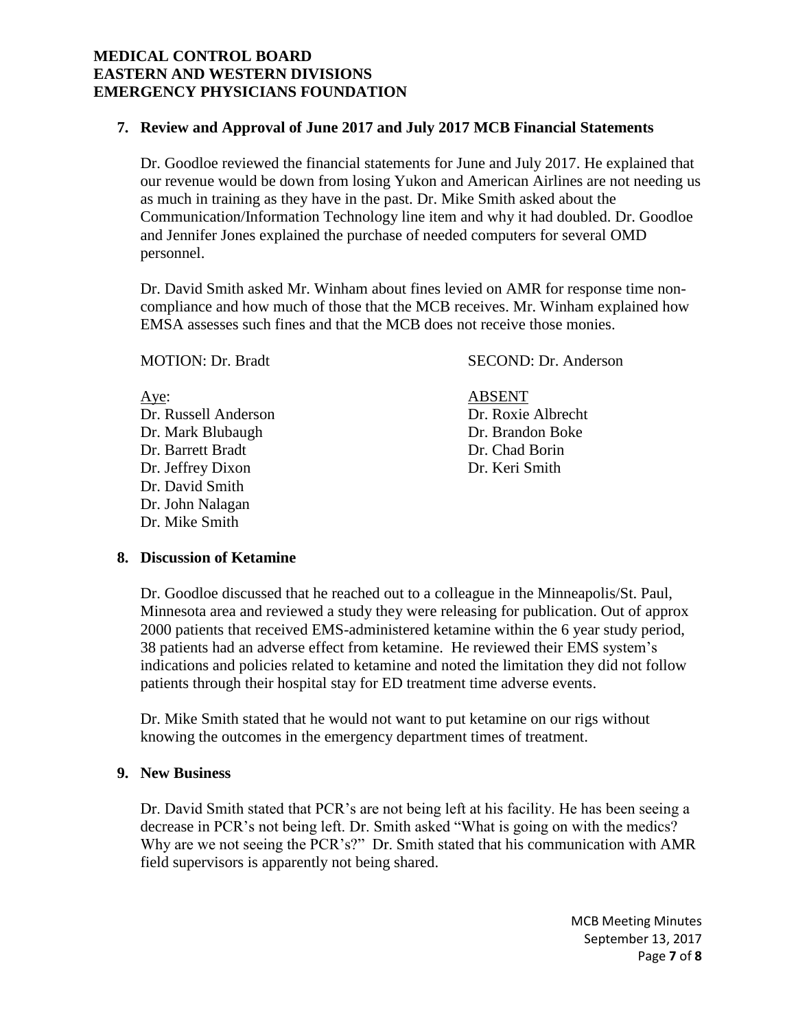**MEDICAL CONTROL BOARD**
**EASTERN AND WESTERN DIVISIONS**
**EMERGENCY PHYSICIANS FOUNDATION**

## 7. Review and Approval of June 2017 and July 2017 MCB Financial Statements

Dr. Goodloe reviewed the financial statements for June and July 2017. He explained that our revenue would be down from losing Yukon and American Airlines are not needing us as much in training as they have in the past. Dr. Mike Smith asked about the Communication/Information Technology line item and why it had doubled. Dr. Goodloe and Jennifer Jones explained the purchase of needed computers for several OMD personnel.

Dr. David Smith asked Mr. Winham about fines levied on AMR for response time non-compliance and how much of those that the MCB receives. Mr. Winham explained how EMSA assesses such fines and that the MCB does not receive those monies.

MOTION: Dr. Bradt SECOND: Dr. Anderson

<u>Aye</u>:
Dr. Russell Anderson
Dr. Mark Blubaugh
Dr. Barrett Bradt
Dr. Jeffrey Dixon
Dr. David Smith
Dr. John Nalagan
Dr. Mike Smith

<u>ABSENT</u>
Dr. Roxie Albrecht
Dr. Brandon Boke
Dr. Chad Borin
Dr. Keri Smith

## 8. Discussion of Ketamine

Dr. Goodloe discussed that he reached out to a colleague in the Minneapolis/St. Paul, Minnesota area and reviewed a study they were releasing for publication. Out of approx 2000 patients that received EMS-administered ketamine within the 6 year study period, 38 patients had an adverse effect from ketamine. He reviewed their EMS system's indications and policies related to ketamine and noted the limitation they did not follow patients through their hospital stay for ED treatment time adverse events.

Dr. Mike Smith stated that he would not want to put ketamine on our rigs without knowing the outcomes in the emergency department times of treatment.

## 9. New Business

Dr. David Smith stated that PCR's are not being left at his facility. He has been seeing a decrease in PCR's not being left. Dr. Smith asked "What is going on with the medics? Why are we not seeing the PCR's?" Dr. Smith stated that his communication with AMR field supervisors is apparently not being shared.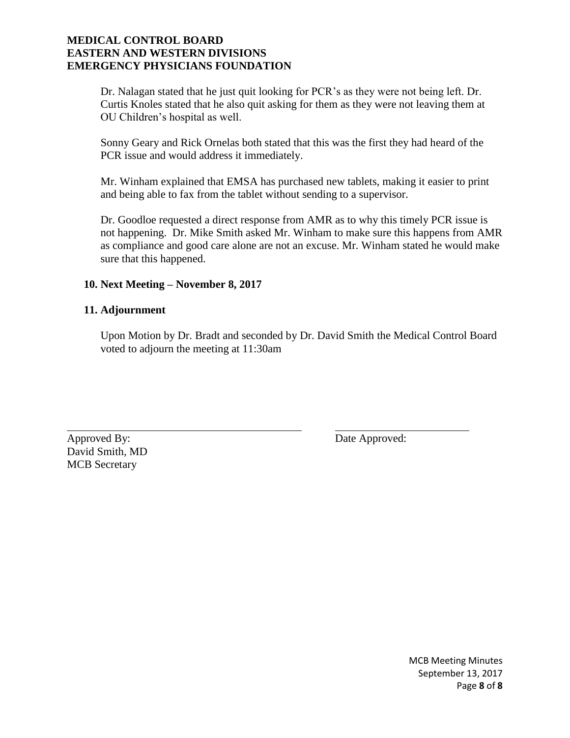Dr. Nalagan stated that he just quit looking for PCR's as they were not being left. Dr. Curtis Knoles stated that he also quit asking for them as they were not leaving them at OU Children's hospital as well.

Sonny Geary and Rick Ornelas both stated that this was the first they had heard of the PCR issue and would address it immediately.

Mr. Winham explained that EMSA has purchased new tablets, making it easier to print and being able to fax from the tablet without sending to a supervisor.

Dr. Goodloe requested a direct response from AMR as to why this timely PCR issue is not happening. Dr. Mike Smith asked Mr. Winham to make sure this happens from AMR as compliance and good care alone are not an excuse. Mr. Winham stated he would make sure that this happened.

## 10. Next Meeting – November 8, 2017

## 11. Adjournment

Upon Motion by Dr. Bradt and seconded by Dr. David Smith the Medical Control Board voted to adjourn the meeting at 11:30am

Approved By:
David Smith, MD
MCB Secretary

Date Approved: